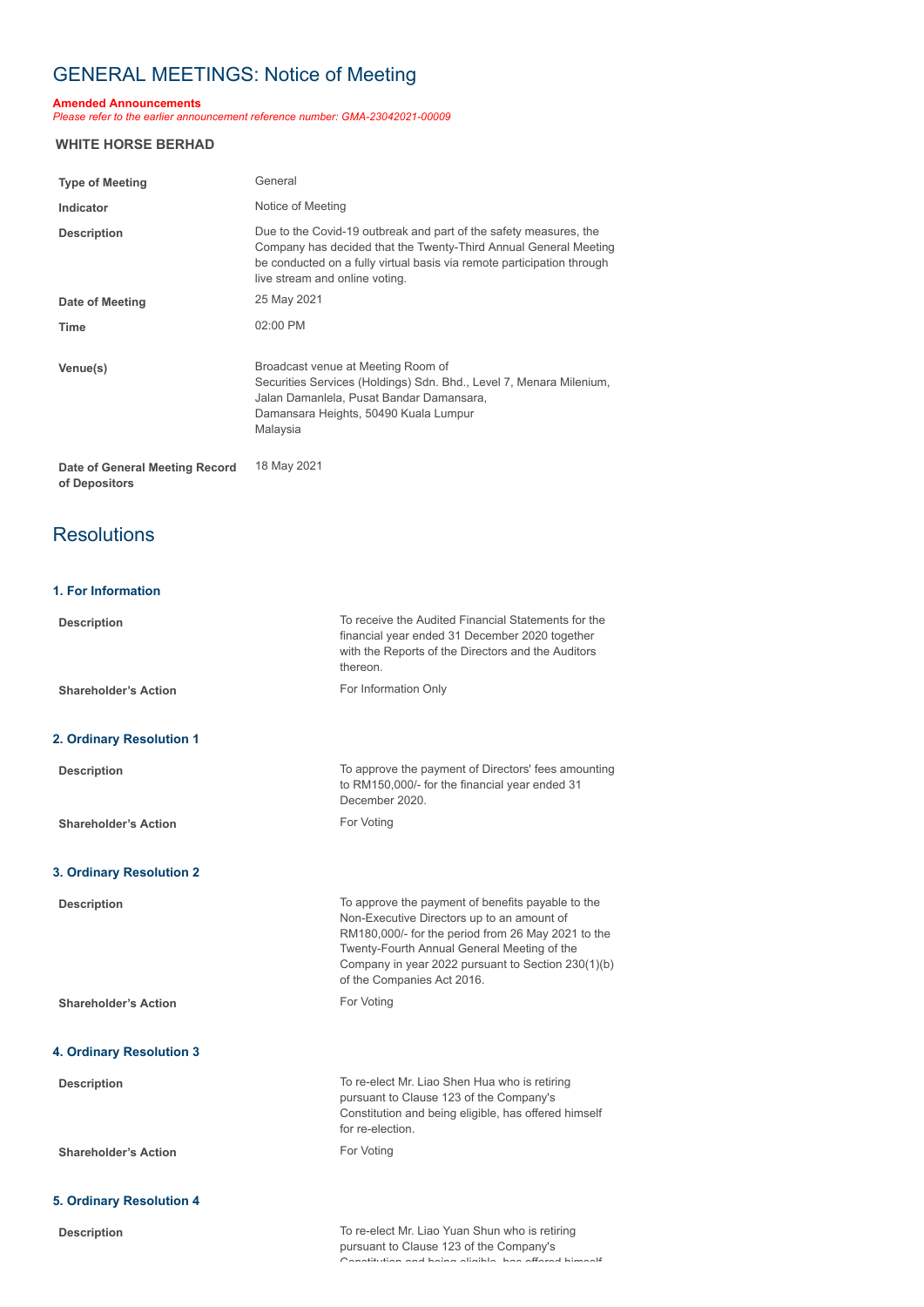# GENERAL MEETINGS: Notice of Meeting

**Amended Announcements**
*Please refer to the earlier announcement reference number: GMA-23042021-00009*

**WHITE HORSE BERHAD**

| | |
|---|---|
| **Type of Meeting** | General |
| **Indicator** | Notice of Meeting |
| **Description** | Due to the Covid-19 outbreak and part of the safety measures, the Company has decided that the Twenty-Third Annual General Meeting be conducted on a fully virtual basis via remote participation through live stream and online voting. |
| **Date of Meeting** | 25 May 2021 |
| **Time** | 02:00 PM |
| **Venue(s)** | Broadcast venue at Meeting Room of Securities Services (Holdings) Sdn. Bhd., Level 7, Menara Milenium, Jalan Damanlela, Pusat Bandar Damansara, Damansara Heights, 50490 Kuala Lumpur Malaysia |
| **Date of General Meeting Record of Depositors** | 18 May 2021 |

## Resolutions

### 1. For Information

| | |
|---|---|
| **Description** | To receive the Audited Financial Statements for the financial year ended 31 December 2020 together with the Reports of the Directors and the Auditors thereon. |
| **Shareholder's Action** | For Information Only |

### 2. Ordinary Resolution 1

| | |
|---|---|
| **Description** | To approve the payment of Directors' fees amounting to RM150,000/- for the financial year ended 31 December 2020. |
| **Shareholder's Action** | For Voting |

### 3. Ordinary Resolution 2

| | |
|---|---|
| **Description** | To approve the payment of benefits payable to the Non-Executive Directors up to an amount of RM180,000/- for the period from 26 May 2021 to the Twenty-Fourth Annual General Meeting of the Company in year 2022 pursuant to Section 230(1)(b) of the Companies Act 2016. |
| **Shareholder's Action** | For Voting |

### 4. Ordinary Resolution 3

| | |
|---|---|
| **Description** | To re-elect Mr. Liao Shen Hua who is retiring pursuant to Clause 123 of the Company's Constitution and being eligible, has offered himself for re-election. |
| **Shareholder's Action** | For Voting |

### 5. Ordinary Resolution 4

| | |
|---|---|
| **Description** | To re-elect Mr. Liao Yuan Shun who is retiring pursuant to Clause 123 of the Company's Constitution and being eligible, has offered himself |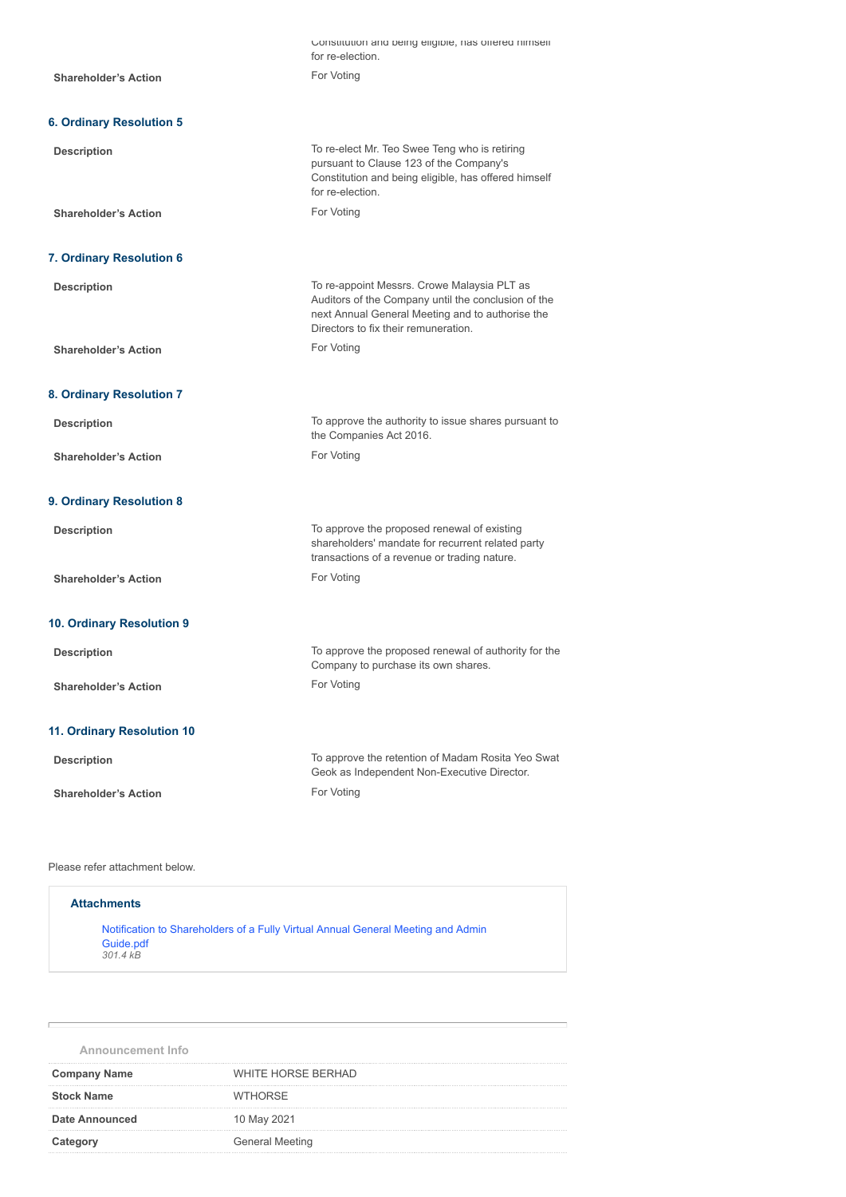Constitution and being eligible, has offered himself for re-election.

| | |
|---|---|
| **Shareholder's Action** | For Voting |

### 6. Ordinary Resolution 5

| | |
|---|---|
| **Description** | To re-elect Mr. Teo Swee Teng who is retiring pursuant to Clause 123 of the Company's Constitution and being eligible, has offered himself for re-election. |
| **Shareholder's Action** | For Voting |

### 7. Ordinary Resolution 6

| | |
|---|---|
| **Description** | To re-appoint Messrs. Crowe Malaysia PLT as Auditors of the Company until the conclusion of the next Annual General Meeting and to authorise the Directors to fix their remuneration. |
| **Shareholder's Action** | For Voting |

### 8. Ordinary Resolution 7

| | |
|---|---|
| **Description** | To approve the authority to issue shares pursuant to the Companies Act 2016. |
| **Shareholder's Action** | For Voting |

### 9. Ordinary Resolution 8

| | |
|---|---|
| **Description** | To approve the proposed renewal of existing shareholders' mandate for recurrent related party transactions of a revenue or trading nature. |
| **Shareholder's Action** | For Voting |

### 10. Ordinary Resolution 9

| | |
|---|---|
| **Description** | To approve the proposed renewal of authority for the Company to purchase its own shares. |
| **Shareholder's Action** | For Voting |

### 11. Ordinary Resolution 10

| | |
|---|---|
| **Description** | To approve the retention of Madam Rosita Yeo Swat Geok as Independent Non-Executive Director. |
| **Shareholder's Action** | For Voting |

Please refer attachment below.

**Attachments**

Notification to Shareholders of a Fully Virtual Annual General Meeting and Admin Guide.pdf
*301.4 kB*

**Announcement Info**

| | |
|---|---|
| **Company Name** | WHITE HORSE BERHAD |
| **Stock Name** | WTHORSE |
| **Date Announced** | 10 May 2021 |
| **Category** | General Meeting |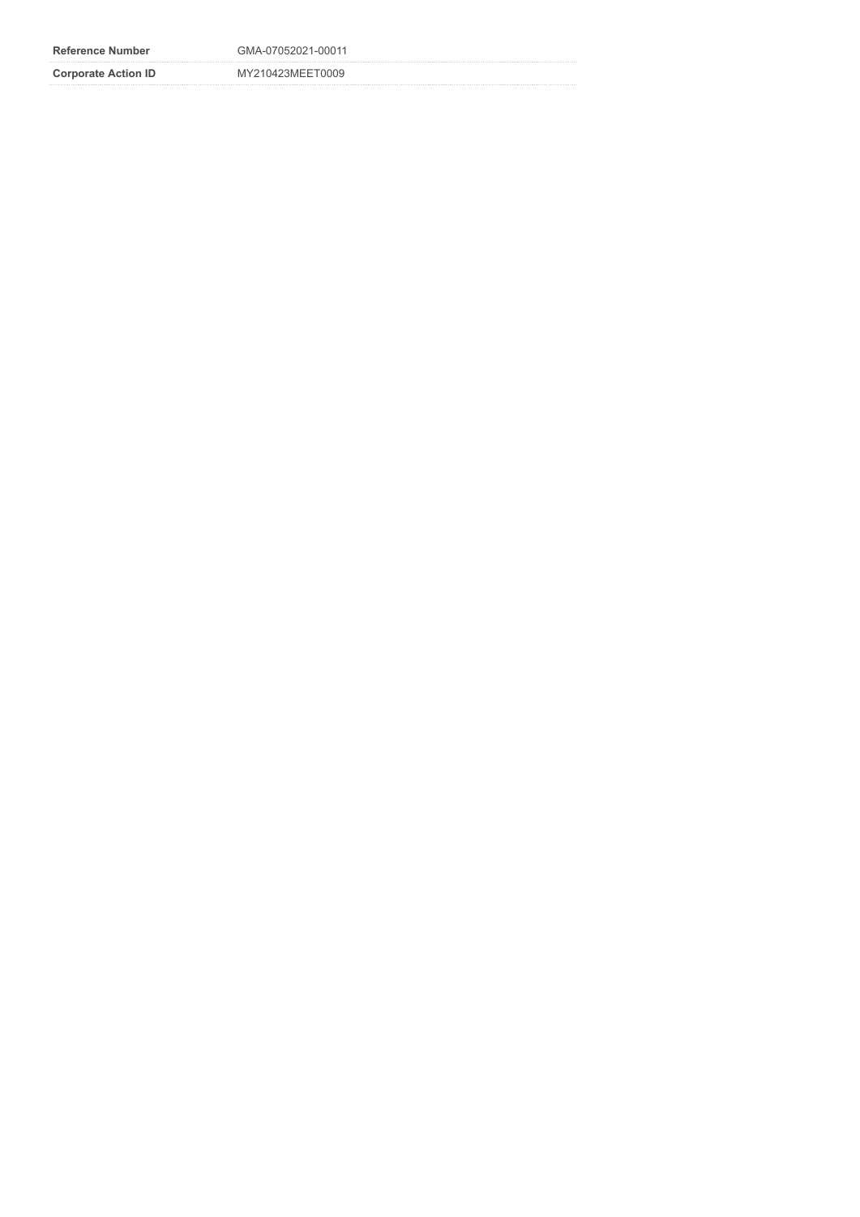| | |
|---|---|
| **Reference Number** | GMA-07052021-00011 |
| **Corporate Action ID** | MY210423MEET0009 |